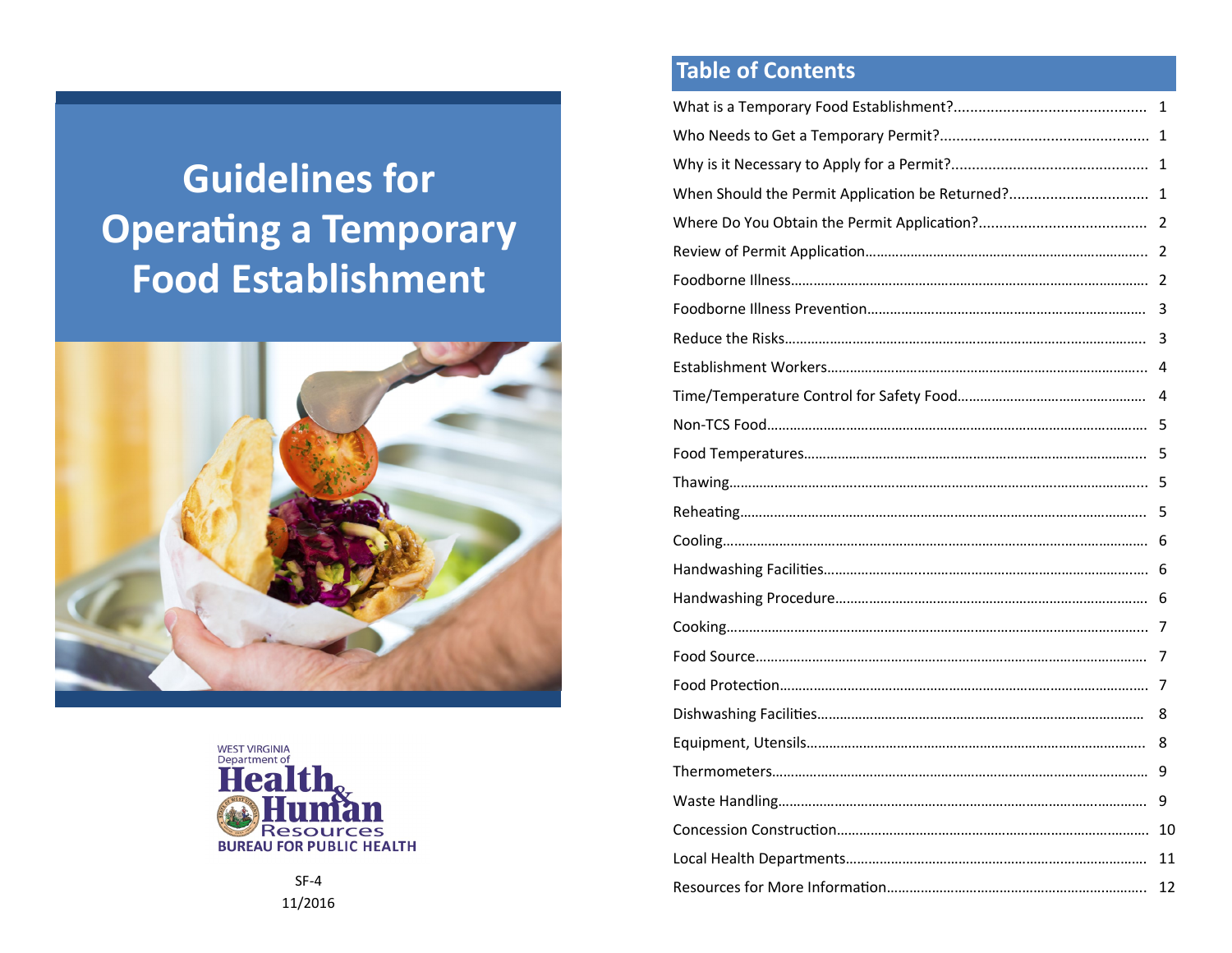# Guidelines for Operating a Temporary Food Establishment

WEST VIRGINIA Department of Health & Human Resources

BUREAU FOR PUBLIC HEALTH

SF-4

11/2016

## Table of Contents

| | |
|---|---|
| What is a Temporary Food Establishment? | 1 |
| Who Needs to Get a Temporary Permit? | 1 |
| Why is it Necessary to Apply for a Permit? | 1 |
| When Should the Permit Application be Returned? | 1 |
| Where Do You Obtain the Permit Application? | 2 |
| Review of Permit Application | 2 |
| Foodborne Illness | 2 |
| Foodborne Illness Prevention | 3 |
| Reduce the Risks | 3 |
| Establishment Workers | 4 |
| Time/Temperature Control for Safety Food | 4 |
| Non-TCS Food | 5 |
| Food Temperatures | 5 |
| Thawing | 5 |
| Reheating | 5 |
| Cooling | 6 |
| Handwashing Facilities | 6 |
| Handwashing Procedure | 6 |
| Cooking | 7 |
| Food Source | 7 |
| Food Protection | 7 |
| Dishwashing Facilities | 8 |
| Equipment, Utensils | 8 |
| Thermometers | 9 |
| Waste Handling | 9 |
| Concession Construction | 10 |
| Local Health Departments | 11 |
| Resources for More Information | 12 |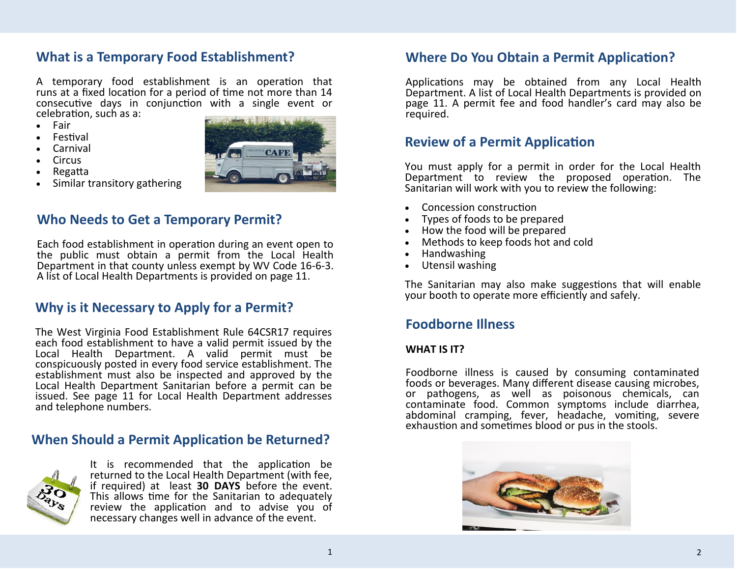## What is a Temporary Food Establishment?

A temporary food establishment is an operation that runs at a fixed location for a period of time not more than 14 consecutive days in conjunction with a single event or celebration, such as a:

- Fair
- Festival
- Carnival
- Circus
- Regatta
- Similar transitory gathering

## Who Needs to Get a Temporary Permit?

Each food establishment in operation during an event open to the public must obtain a permit from the Local Health Department in that county unless exempt by WV Code 16-6-3. A list of Local Health Departments is provided on page 11.

## Why is it Necessary to Apply for a Permit?

The West Virginia Food Establishment Rule 64CSR17 requires each food establishment to have a valid permit issued by the Local Health Department. A valid permit must be conspicuously posted in every food service establishment. The establishment must also be inspected and approved by the Local Health Department Sanitarian before a permit can be issued. See page 11 for Local Health Department addresses and telephone numbers.

## When Should a Permit Application be Returned?

It is recommended that the application be returned to the Local Health Department (with fee, if required) at least **30 DAYS** before the event. This allows time for the Sanitarian to adequately review the application and to advise you of necessary changes well in advance of the event.

## Where Do You Obtain a Permit Application?

Applications may be obtained from any Local Health Department. A list of Local Health Departments is provided on page 11. A permit fee and food handler's card may also be required.

## Review of a Permit Application

You must apply for a permit in order for the Local Health Department to review the proposed operation. The Sanitarian will work with you to review the following:

- Concession construction
- Types of foods to be prepared
- How the food will be prepared
- Methods to keep foods hot and cold
- Handwashing
- Utensil washing

The Sanitarian may also make suggestions that will enable your booth to operate more efficiently and safely.

## Foodborne Illness

### WHAT IS IT?

Foodborne illness is caused by consuming contaminated foods or beverages. Many different disease causing microbes, or pathogens, as well as poisonous chemicals, can contaminate food. Common symptoms include diarrhea, abdominal cramping, fever, headache, vomiting, severe exhaustion and sometimes blood or pus in the stools.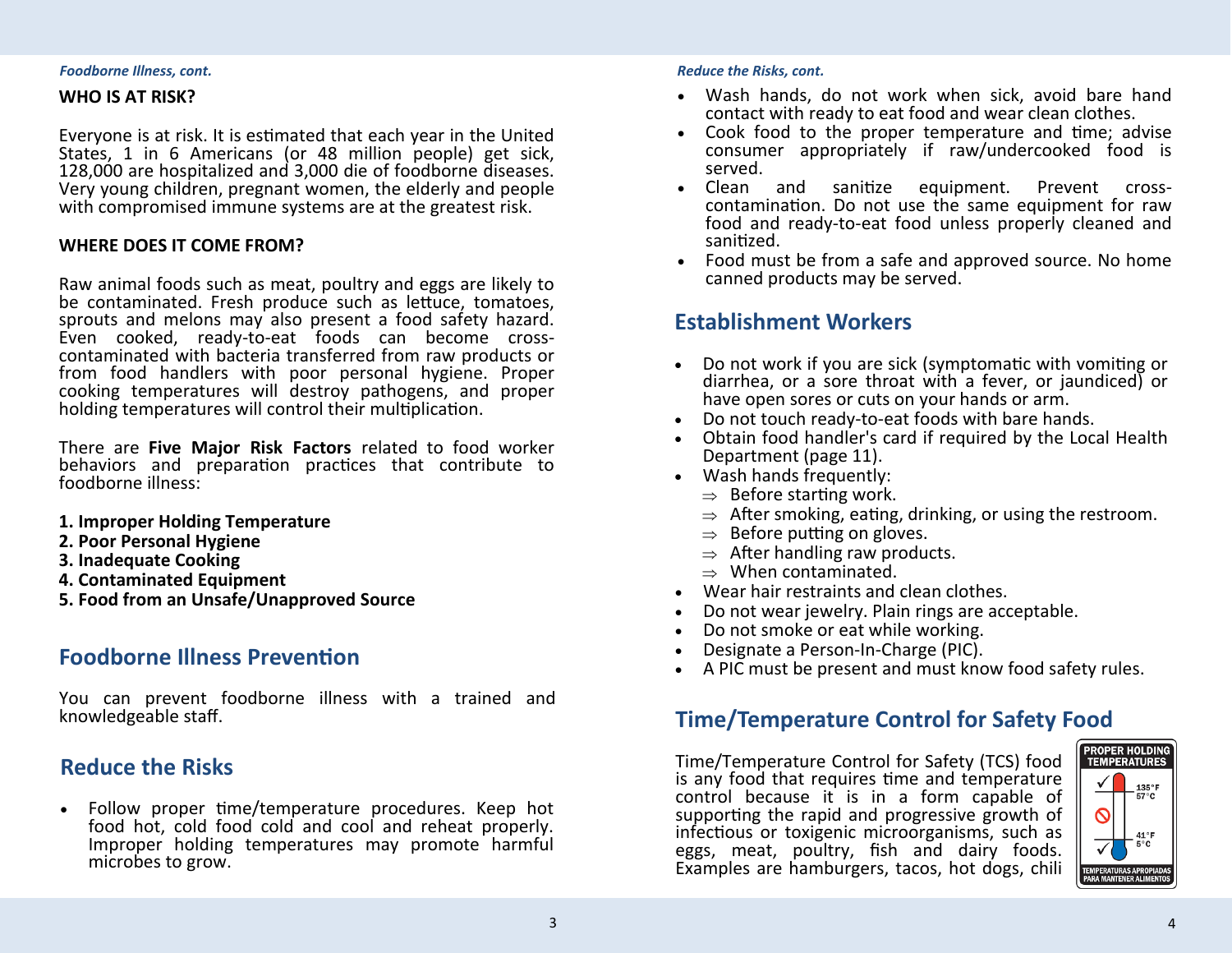*Foodborne Illness, cont.*

**WHO IS AT RISK?**

Everyone is at risk. It is estimated that each year in the United States, 1 in 6 Americans (or 48 million people) get sick, 128,000 are hospitalized and 3,000 die of foodborne diseases. Very young children, pregnant women, the elderly and people with compromised immune systems are at the greatest risk.

**WHERE DOES IT COME FROM?**

Raw animal foods such as meat, poultry and eggs are likely to be contaminated. Fresh produce such as lettuce, tomatoes, sprouts and melons may also present a food safety hazard. Even cooked, ready-to-eat foods can become cross-contaminated with bacteria transferred from raw products or from food handlers with poor personal hygiene. Proper cooking temperatures will destroy pathogens, and proper holding temperatures will control their multiplication.

There are **Five Major Risk Factors** related to food worker behaviors and preparation practices that contribute to foodborne illness:

**1. Improper Holding Temperature**
**2. Poor Personal Hygiene**
**3. Inadequate Cooking**
**4. Contaminated Equipment**
**5. Food from an Unsafe/Unapproved Source**

## Foodborne Illness Prevention

You can prevent foodborne illness with a trained and knowledgeable staff.

## Reduce the Risks

- Follow proper time/temperature procedures. Keep hot food hot, cold food cold and cool and reheat properly. Improper holding temperatures may promote harmful microbes to grow.

*Reduce the Risks, cont.*

- Wash hands, do not work when sick, avoid bare hand contact with ready to eat food and wear clean clothes.
- Cook food to the proper temperature and time; advise consumer appropriately if raw/undercooked food is served.
- Clean and sanitize equipment. Prevent cross-contamination. Do not use the same equipment for raw food and ready-to-eat food unless properly cleaned and sanitized.
- Food must be from a safe and approved source. No home canned products may be served.

## Establishment Workers

- Do not work if you are sick (symptomatic with vomiting or diarrhea, or a sore throat with a fever, or jaundiced) or have open sores or cuts on your hands or arm.
- Do not touch ready-to-eat foods with bare hands.
- Obtain food handler's card if required by the Local Health Department (page 11).
- Wash hands frequently:
  - ⇒ Before starting work.
  - ⇒ After smoking, eating, drinking, or using the restroom.
  - ⇒ Before putting on gloves.
  - ⇒ After handling raw products.
  - ⇒ When contaminated.
- Wear hair restraints and clean clothes.
- Do not wear jewelry. Plain rings are acceptable.
- Do not smoke or eat while working.
- Designate a Person-In-Charge (PIC).
- A PIC must be present and must know food safety rules.

## Time/Temperature Control for Safety Food

Time/Temperature Control for Safety (TCS) food is any food that requires time and temperature control because it is in a form capable of supporting the rapid and progressive growth of infectious or toxigenic microorganisms, such as eggs, meat, poultry, fish and dairy foods. Examples are hamburgers, tacos, hot dogs, chili

PROPER HOLDING TEMPERATURES
135°F 57°C
41°F 5°C
TEMPERATURAS APROPIADAS PARA MANTENER ALIMENTOS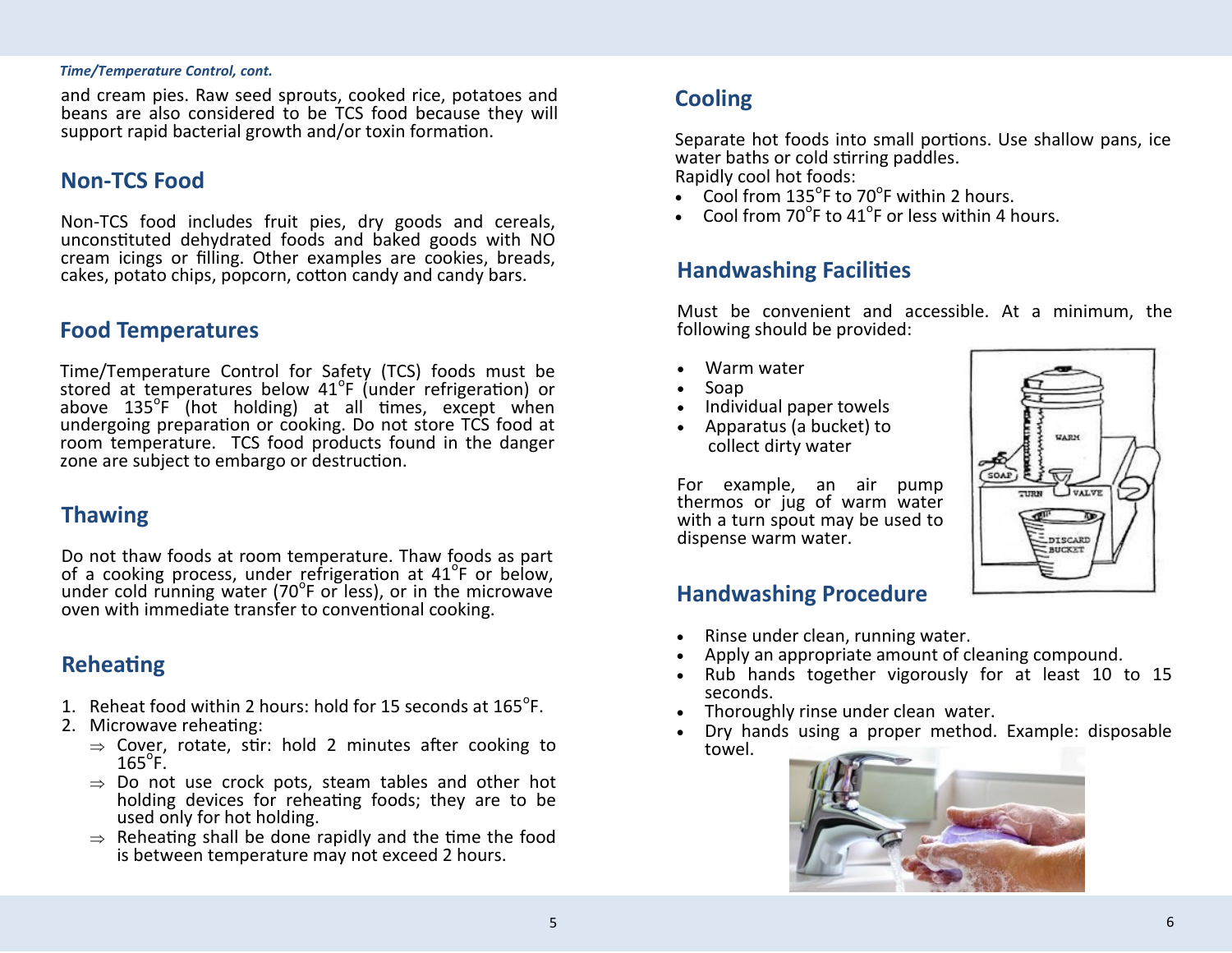*Time/Temperature Control, cont.*

and cream pies. Raw seed sprouts, cooked rice, potatoes and beans are also considered to be TCS food because they will support rapid bacterial growth and/or toxin formation.

## Non-TCS Food

Non-TCS food includes fruit pies, dry goods and cereals, unconstituted dehydrated foods and baked goods with NO cream icings or filling. Other examples are cookies, breads, cakes, potato chips, popcorn, cotton candy and candy bars.

## Food Temperatures

Time/Temperature Control for Safety (TCS) foods must be stored at temperatures below 41°F (under refrigeration) or above 135°F (hot holding) at all times, except when undergoing preparation or cooking. Do not store TCS food at room temperature. TCS food products found in the danger zone are subject to embargo or destruction.

## Thawing

Do not thaw foods at room temperature. Thaw foods as part of a cooking process, under refrigeration at 41°F or below, under cold running water (70°F or less), or in the microwave oven with immediate transfer to conventional cooking.

## Reheating

1. Reheat food within 2 hours: hold for 15 seconds at 165°F.
2. Microwave reheating:
   - ⇒ Cover, rotate, stir: hold 2 minutes after cooking to 165°F.
   - ⇒ Do not use crock pots, steam tables and other hot holding devices for reheating foods; they are to be used only for hot holding.
   - ⇒ Reheating shall be done rapidly and the time the food is between temperature may not exceed 2 hours.

## Cooling

Separate hot foods into small portions. Use shallow pans, ice water baths or cold stirring paddles.
Rapidly cool hot foods:

- Cool from 135°F to 70°F within 2 hours.
- Cool from 70°F to 41°F or less within 4 hours.

## Handwashing Facilities

Must be convenient and accessible. At a minimum, the following should be provided:

- Warm water
- Soap
- Individual paper towels
- Apparatus (a bucket) to collect dirty water

For example, an air pump thermos or jug of warm water with a turn spout may be used to dispense warm water.

## Handwashing Procedure

- Rinse under clean, running water.
- Apply an appropriate amount of cleaning compound.
- Rub hands together vigorously for at least 10 to 15 seconds.
- Thoroughly rinse under clean water.
- Dry hands using a proper method. Example: disposable towel.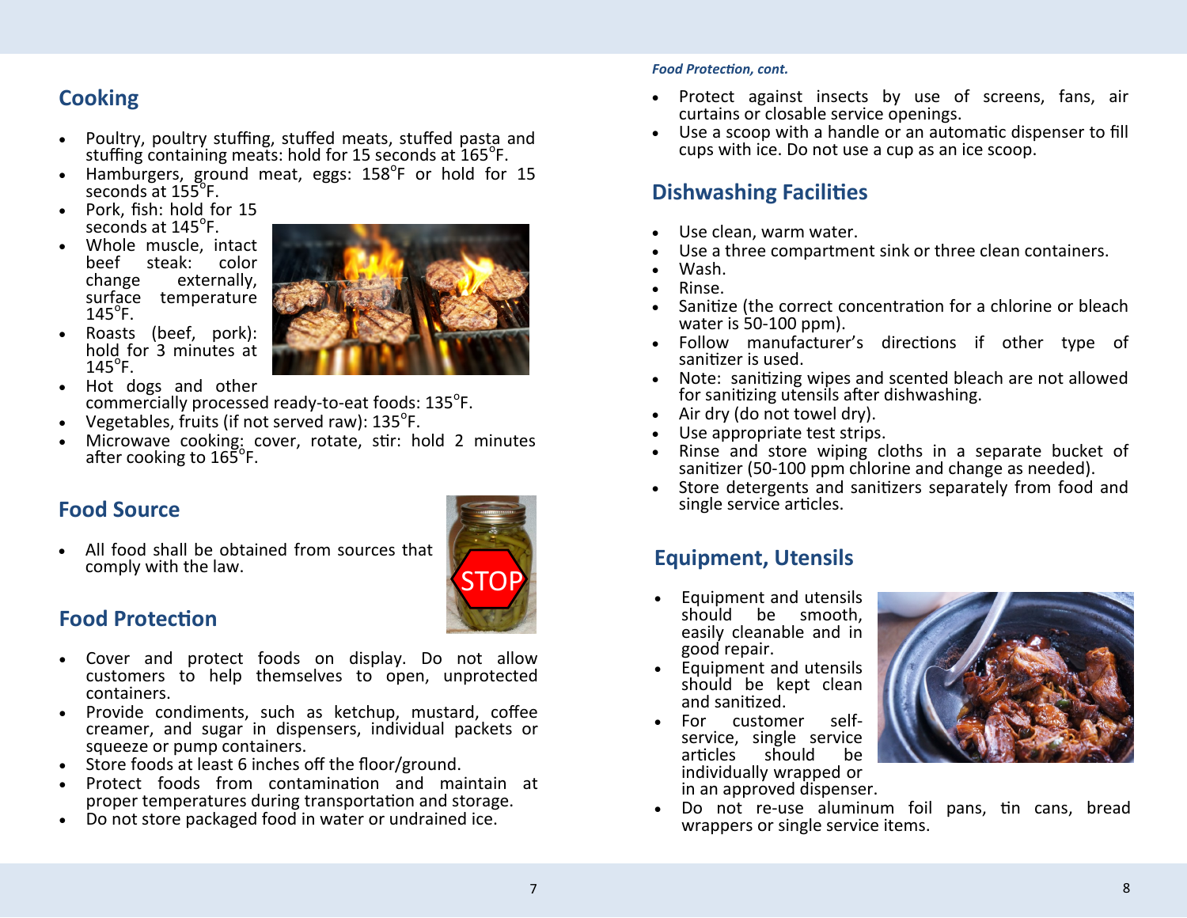## Cooking

- Poultry, poultry stuffing, stuffed meats, stuffed pasta and stuffing containing meats: hold for 15 seconds at 165°F.
- Hamburgers, ground meat, eggs: 158°F or hold for 15 seconds at 155°F.
- Pork, fish: hold for 15 seconds at 145°F.
- Whole muscle, intact beef steak: color change externally, surface temperature 145°F.
- Roasts (beef, pork): hold for 3 minutes at 145°F.
- Hot dogs and other commercially processed ready-to-eat foods: 135°F.
- Vegetables, fruits (if not served raw): 135°F.
- Microwave cooking: cover, rotate, stir: hold 2 minutes after cooking to 165°F.

## Food Source

- All food shall be obtained from sources that comply with the law.

## Food Protection

- Cover and protect foods on display. Do not allow customers to help themselves to open, unprotected containers.
- Provide condiments, such as ketchup, mustard, coffee creamer, and sugar in dispensers, individual packets or squeeze or pump containers.
- Store foods at least 6 inches off the floor/ground.
- Protect foods from contamination and maintain at proper temperatures during transportation and storage.
- Do not store packaged food in water or undrained ice.

*Food Protection, cont.*

- Protect against insects by use of screens, fans, air curtains or closable service openings.
- Use a scoop with a handle or an automatic dispenser to fill cups with ice. Do not use a cup as an ice scoop.

## Dishwashing Facilities

- Use clean, warm water.
- Use a three compartment sink or three clean containers.
- Wash.
- Rinse.
- Sanitize (the correct concentration for a chlorine or bleach water is 50-100 ppm).
- Follow manufacturer's directions if other type of sanitizer is used.
- Note: sanitizing wipes and scented bleach are not allowed for sanitizing utensils after dishwashing.
- Air dry (do not towel dry).
- Use appropriate test strips.
- Rinse and store wiping cloths in a separate bucket of sanitizer (50-100 ppm chlorine and change as needed).
- Store detergents and sanitizers separately from food and single service articles.

## Equipment, Utensils

- Equipment and utensils should be smooth, easily cleanable and in good repair.
- Equipment and utensils should be kept clean and sanitized.
- For customer self-service, single service articles should be individually wrapped or in an approved dispenser.
- Do not re-use aluminum foil pans, tin cans, bread wrappers or single service items.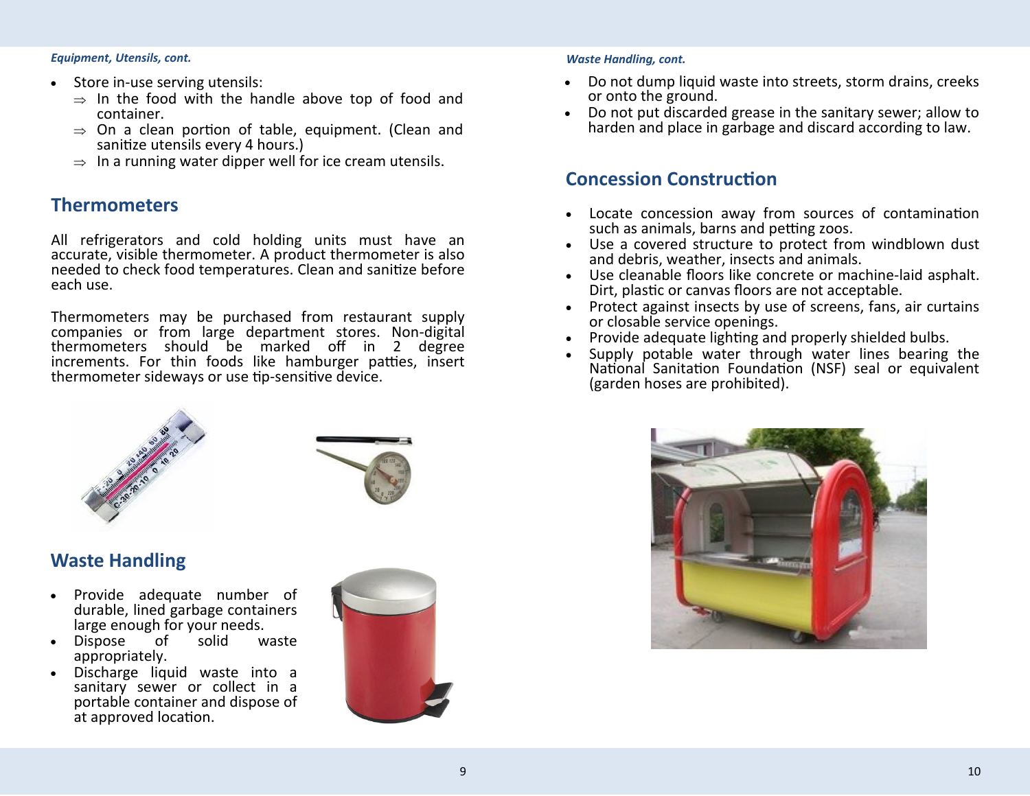*Equipment, Utensils, cont.*

- Store in-use serving utensils:
  - ⇒ In the food with the handle above top of food and container.
  - ⇒ On a clean portion of table, equipment. (Clean and sanitize utensils every 4 hours.)
  - ⇒ In a running water dipper well for ice cream utensils.

## Thermometers

All refrigerators and cold holding units must have an accurate, visible thermometer. A product thermometer is also needed to check food temperatures. Clean and sanitize before each use.

Thermometers may be purchased from restaurant supply companies or from large department stores. Non-digital thermometers should be marked off in 2 degree increments. For thin foods like hamburger patties, insert thermometer sideways or use tip-sensitive device.

## Waste Handling

- Provide adequate number of durable, lined garbage containers large enough for your needs.
- Dispose of solid waste appropriately.
- Discharge liquid waste into a sanitary sewer or collect in a portable container and dispose of at approved location.

*Waste Handling, cont.*

- Do not dump liquid waste into streets, storm drains, creeks or onto the ground.
- Do not put discarded grease in the sanitary sewer; allow to harden and place in garbage and discard according to law.

## Concession Construction

- Locate concession away from sources of contamination such as animals, barns and petting zoos.
- Use a covered structure to protect from windblown dust and debris, weather, insects and animals.
- Use cleanable floors like concrete or machine-laid asphalt. Dirt, plastic or canvas floors are not acceptable.
- Protect against insects by use of screens, fans, air curtains or closable service openings.
- Provide adequate lighting and properly shielded bulbs.
- Supply potable water through water lines bearing the National Sanitation Foundation (NSF) seal or equivalent (garden hoses are prohibited).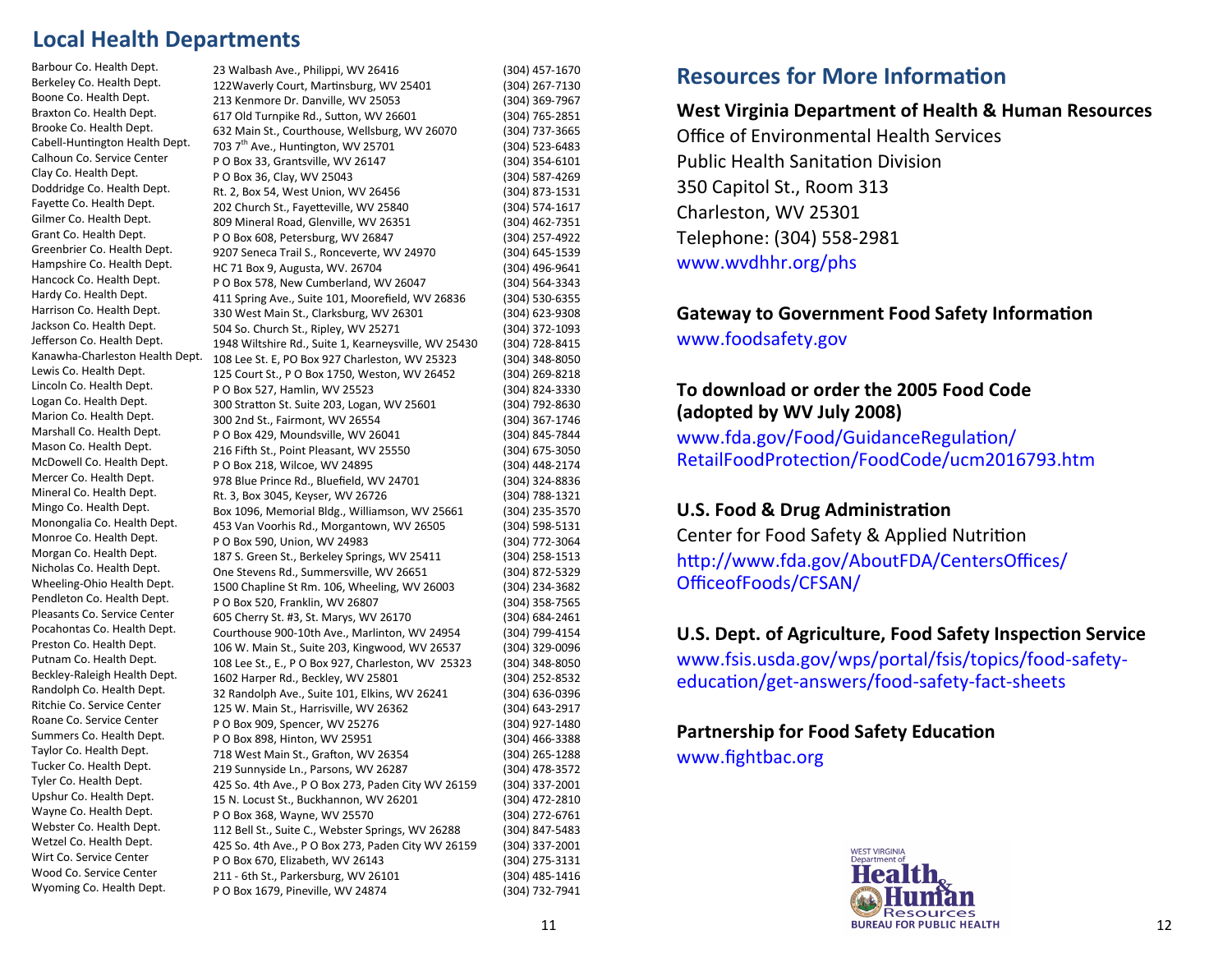## Local Health Departments

| | | |
|---|---|---|
| Barbour Co. Health Dept. | 23 Walbash Ave., Philippi, WV 26416 | (304) 457-1670 |
| Berkeley Co. Health Dept. | 122Waverly Court, Martinsburg, WV 25401 | (304) 267-7130 |
| Boone Co. Health Dept. | 213 Kenmore Dr. Danville, WV 25053 | (304) 369-7967 |
| Braxton Co. Health Dept. | 617 Old Turnpike Rd., Sutton, WV 26601 | (304) 765-2851 |
| Brooke Co. Health Dept. | 632 Main St., Courthouse, Wellsburg, WV 26070 | (304) 737-3665 |
| Cabell-Huntington Health Dept. | 703 7th Ave., Huntington, WV 25701 | (304) 523-6483 |
| Calhoun Co. Service Center | P O Box 33, Grantsville, WV 26147 | (304) 354-6101 |
| Clay Co. Health Dept. | P O Box 36, Clay, WV 25043 | (304) 587-4269 |
| Doddridge Co. Health Dept. | Rt. 2, Box 54, West Union, WV 26456 | (304) 873-1531 |
| Fayette Co. Health Dept. | 202 Church St., Fayetteville, WV 25840 | (304) 574-1617 |
| Gilmer Co. Health Dept. | 809 Mineral Road, Glenville, WV 26351 | (304) 462-7351 |
| Grant Co. Health Dept. | P O Box 608, Petersburg, WV 26847 | (304) 257-4922 |
| Greenbrier Co. Health Dept. | 9207 Seneca Trail S., Ronceverte, WV 24970 | (304) 645-1539 |
| Hampshire Co. Health Dept. | HC 71 Box 9, Augusta, WV. 26704 | (304) 496-9641 |
| Hancock Co. Health Dept. | P O Box 578, New Cumberland, WV 26047 | (304) 564-3343 |
| Hardy Co. Health Dept. | 411 Spring Ave., Suite 101, Moorefield, WV 26836 | (304) 530-6355 |
| Harrison Co. Health Dept. | 330 West Main St., Clarksburg, WV 26301 | (304) 623-9308 |
| Jackson Co. Health Dept. | 504 So. Church St., Ripley, WV 25271 | (304) 372-1093 |
| Jefferson Co. Health Dept. | 1948 Wiltshire Rd., Suite 1, Kearneysville, WV 25430 | (304) 728-8415 |
| Kanawha-Charleston Health Dept. | 108 Lee St. E, PO Box 927 Charleston, WV 25323 | (304) 348-8050 |
| Lewis Co. Health Dept. | 125 Court St., P O Box 1750, Weston, WV 26452 | (304) 269-8218 |
| Lincoln Co. Health Dept. | P O Box 527, Hamlin, WV 25523 | (304) 824-3330 |
| Logan Co. Health Dept. | 300 Stratton St. Suite 203, Logan, WV 25601 | (304) 792-8630 |
| Marion Co. Health Dept. | 300 2nd St., Fairmont, WV 26554 | (304) 367-1746 |
| Marshall Co. Health Dept. | P O Box 429, Moundsville, WV 26041 | (304) 845-7844 |
| Mason Co. Health Dept. | 216 Fifth St., Point Pleasant, WV 25550 | (304) 675-3050 |
| McDowell Co. Health Dept. | P O Box 218, Wilcoe, WV 24895 | (304) 448-2174 |
| Mercer Co. Health Dept. | 978 Blue Prince Rd., Bluefield, WV 24701 | (304) 324-8836 |
| Mineral Co. Health Dept. | Rt. 3, Box 3045, Keyser, WV 26726 | (304) 788-1321 |
| Mingo Co. Health Dept. | Box 1096, Memorial Bldg., Williamson, WV 25661 | (304) 235-3570 |
| Monongalia Co. Health Dept. | 453 Van Voorhis Rd., Morgantown, WV 26505 | (304) 598-5131 |
| Monroe Co. Health Dept. | P O Box 590, Union, WV 24983 | (304) 772-3064 |
| Morgan Co. Health Dept. | 187 S. Green St., Berkeley Springs, WV 25411 | (304) 258-1513 |
| Nicholas Co. Health Dept. | One Stevens Rd., Summersville, WV 26651 | (304) 872-5329 |
| Wheeling-Ohio Health Dept. | 1500 Chapline St Rm. 106, Wheeling, WV 26003 | (304) 234-3682 |
| Pendleton Co. Health Dept. | P O Box 520, Franklin, WV 26807 | (304) 358-7565 |
| Pleasants Co. Service Center | 605 Cherry St. #3, St. Marys, WV 26170 | (304) 684-2461 |
| Pocahontas Co. Health Dept. | Courthouse 900-10th Ave., Marlinton, WV 24954 | (304) 799-4154 |
| Preston Co. Health Dept. | 106 W. Main St., Suite 203, Kingwood, WV 26537 | (304) 329-0096 |
| Putnam Co. Health Dept. | 108 Lee St., E., P O Box 927, Charleston, WV 25323 | (304) 348-8050 |
| Beckley-Raleigh Health Dept. | 1602 Harper Rd., Beckley, WV 25801 | (304) 252-8532 |
| Randolph Co. Health Dept. | 32 Randolph Ave., Suite 101, Elkins, WV 26241 | (304) 636-0396 |
| Ritchie Co. Service Center | 125 W. Main St., Harrisville, WV 26362 | (304) 643-2917 |
| Roane Co. Service Center | P O Box 909, Spencer, WV 25276 | (304) 927-1480 |
| Summers Co. Health Dept. | P O Box 898, Hinton, WV 25951 | (304) 466-3388 |
| Taylor Co. Health Dept. | 718 West Main St., Grafton, WV 26354 | (304) 265-1288 |
| Tucker Co. Health Dept. | 219 Sunnyside Ln., Parsons, WV 26287 | (304) 478-3572 |
| Tyler Co. Health Dept. | 425 So. 4th Ave., P O Box 273, Paden City WV 26159 | (304) 337-2001 |
| Upshur Co. Health Dept. | 15 N. Locust St., Buckhannon, WV 26201 | (304) 472-2810 |
| Wayne Co. Health Dept. | P O Box 368, Wayne, WV 25570 | (304) 272-6761 |
| Webster Co. Health Dept. | 112 Bell St., Suite C., Webster Springs, WV 26288 | (304) 847-5483 |
| Wetzel Co. Health Dept. | 425 So. 4th Ave., P O Box 273, Paden City WV 26159 | (304) 337-2001 |
| Wirt Co. Service Center | P O Box 670, Elizabeth, WV 26143 | (304) 275-3131 |
| Wood Co. Service Center | 211 - 6th St., Parkersburg, WV 26101 | (304) 485-1416 |
| Wyoming Co. Health Dept. | P O Box 1679, Pineville, WV 24874 | (304) 732-7941 |

## Resources for More Information

**West Virginia Department of Health & Human Resources**
Office of Environmental Health Services
Public Health Sanitation Division
350 Capitol St., Room 313
Charleston, WV 25301
Telephone: (304) 558-2981
www.wvdhhr.org/phs

**Gateway to Government Food Safety Information**
www.foodsafety.gov

**To download or order the 2005 Food Code (adopted by WV July 2008)**
www.fda.gov/Food/GuidanceRegulation/RetailFoodProtection/FoodCode/ucm2016793.htm

**U.S. Food & Drug Administration**
Center for Food Safety & Applied Nutrition
http://www.fda.gov/AboutFDA/CentersOffices/OfficeofFoods/CFSAN/

**U.S. Dept. of Agriculture, Food Safety Inspection Service**
www.fsis.usda.gov/wps/portal/fsis/topics/food-safety-education/get-answers/food-safety-fact-sheets

**Partnership for Food Safety Education**
www.fightbac.org

WEST VIRGINIA Department of Health & Human Resources
BUREAU FOR PUBLIC HEALTH